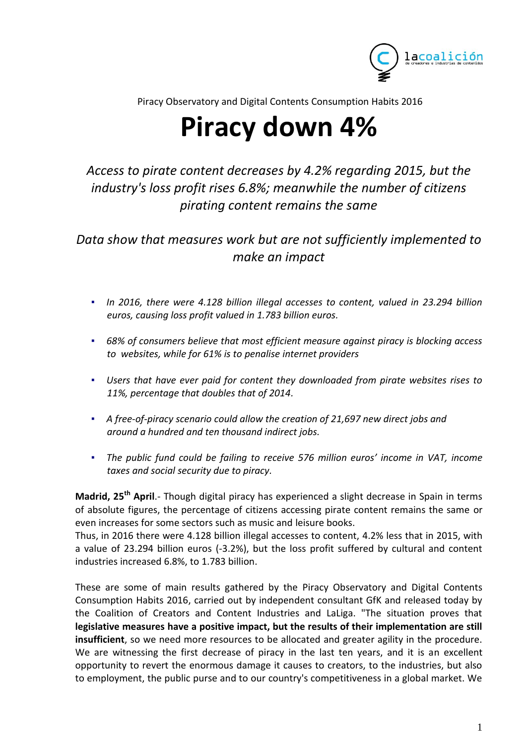Piracy Observatory and Digital Contents Consumption Habits 2016

# Piracy down 4%

*Access to pirate content decreases by 4.2% regarding 2015, but the industry's loss profit rises 6.8%; meanwhile the number of citizens pirating content remains the same*

*Data show that measures work but are not sufficiently implemented to make an impact*

- *In 2016, there were 4.128 billion illegal accesses to content, valued in 23.294 billion euros, causing loss profit valued in 1.783 billion euros.*
- *68% of consumers believe that most efficient measure against piracy is blocking access to websites, while for 61% is to penalise internet providers*
- *Users that have ever paid for content they downloaded from pirate websites rises to 11%, percentage that doubles that of 2014.*
- *A free-of-piracy scenario could allow the creation of 21,697 new direct jobs and around a hundred and ten thousand indirect jobs.*
- *The public fund could be failing to receive 576 million euros' income in VAT, income taxes and social security due to piracy.*

**Madrid, 25th April**.- Though digital piracy has experienced a slight decrease in Spain in terms of absolute figures, the percentage of citizens accessing pirate content remains the same or even increases for some sectors such as music and leisure books.
Thus, in 2016 there were 4.128 billion illegal accesses to content, 4.2% less that in 2015, with a value of 23.294 billion euros (-3.2%), but the loss profit suffered by cultural and content industries increased 6.8%, to 1.783 billion.

These are some of main results gathered by the Piracy Observatory and Digital Contents Consumption Habits 2016, carried out by independent consultant GfK and released today by the Coalition of Creators and Content Industries and LaLiga. "The situation proves that **legislative measures have a positive impact, but the results of their implementation are still insufficient**, so we need more resources to be allocated and greater agility in the procedure. We are witnessing the first decrease of piracy in the last ten years, and it is an excellent opportunity to revert the enormous damage it causes to creators, to the industries, but also to employment, the public purse and to our country's competitiveness in a global market. We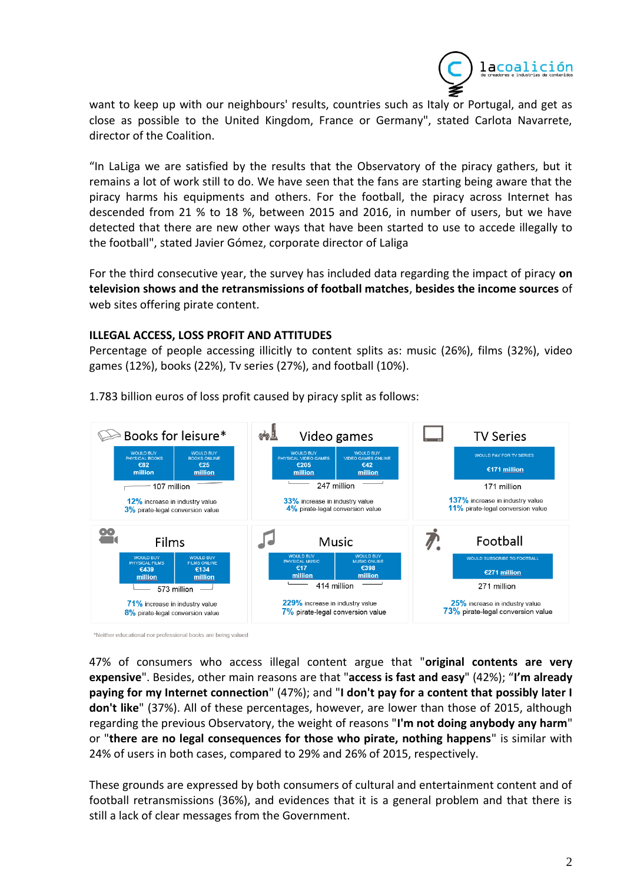want to keep up with our neighbours' results, countries such as Italy or Portugal, and get as close as possible to the United Kingdom, France or Germany", stated Carlota Navarrete, director of the Coalition.

"In LaLiga we are satisfied by the results that the Observatory of the piracy gathers, but it remains a lot of work still to do. We have seen that the fans are starting being aware that the piracy harms his equipments and others. For the football, the piracy across Internet has descended from 21 % to 18 %, between 2015 and 2016, in number of users, but we have detected that there are new other ways that have been started to use to accede illegally to the football", stated Javier Gómez, corporate director of Laliga

For the third consecutive year, the survey has included data regarding the impact of piracy **on television shows and the retransmissions of football matches**, **besides the income sources** of web sites offering pirate content.

**ILLEGAL ACCESS, LOSS PROFIT AND ATTITUDES**

Percentage of people accessing illicitly to content splits as: music (26%), films (32%), video games (12%), books (22%), Tv series (27%), and football (10%).

1.783 billion euros of loss profit caused by piracy split as follows:

| Sector | Breakdown | Total | Increase in industry value | Pirate-legal conversion value |
|---|---|---|---|---|
| Books for leisure* | Would buy physical books €82 million; Would buy books online €25 million | 107 million | 12% | 3% |
| Video games | Would buy physical video games €205 million; Would buy video games online €42 million | 247 million | 33% | 4% |
| TV Series | Would pay for TV series €171 million | 171 million | 137% | 11% |
| Films | Would buy physical films €439 million; Would buy films online €134 million | 573 million | 71% | 8% |
| Music | Would buy physical music €17 million; Would buy music online €398 million | 414 million | 229% | 7% |
| Football | Would subscribe to football €271 million | 271 million | 25% | 73% |

*Neither educational nor professional books are being valued

47% of consumers who access illegal content argue that "**original contents are very expensive**". Besides, other main reasons are that "**access is fast and easy**" (42%); "**I'm already paying for my Internet connection**" (47%); and "**I don't pay for a content that possibly later I don't like**" (37%). All of these percentages, however, are lower than those of 2015, although regarding the previous Observatory, the weight of reasons "**I'm not doing anybody any harm**" or "**there are no legal consequences for those who pirate, nothing happens**" is similar with 24% of users in both cases, compared to 29% and 26% of 2015, respectively.

These grounds are expressed by both consumers of cultural and entertainment content and of football retransmissions (36%), and evidences that it is a general problem and that there is still a lack of clear messages from the Government.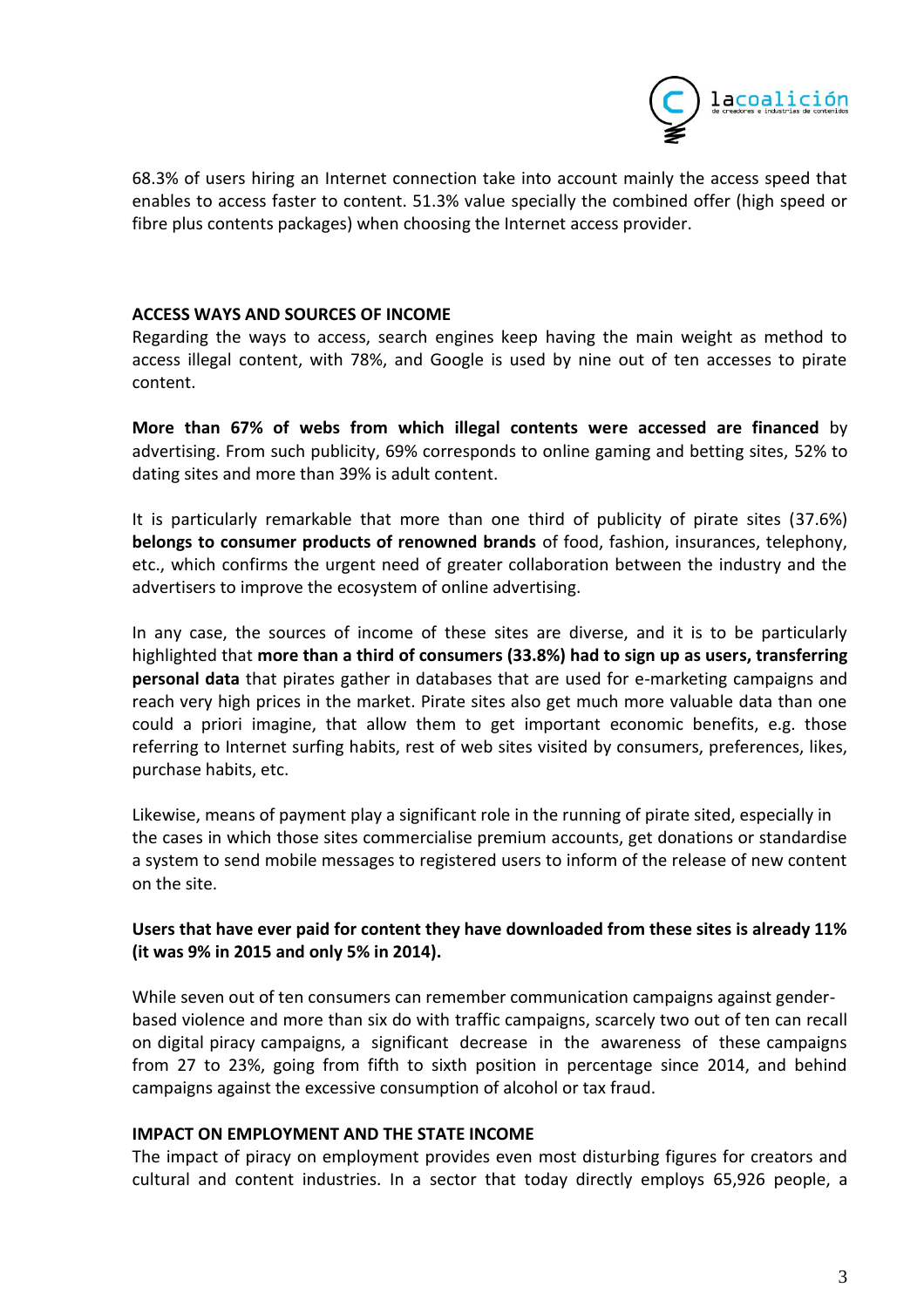68.3% of users hiring an Internet connection take into account mainly the access speed that enables to access faster to content. 51.3% value specially the combined offer (high speed or fibre plus contents packages) when choosing the Internet access provider.

## ACCESS WAYS AND SOURCES OF INCOME

Regarding the ways to access, search engines keep having the main weight as method to access illegal content, with 78%, and Google is used by nine out of ten accesses to pirate content.

**More than 67% of webs from which illegal contents were accessed are financed** by advertising. From such publicity, 69% corresponds to online gaming and betting sites, 52% to dating sites and more than 39% is adult content.

It is particularly remarkable that more than one third of publicity of pirate sites (37.6%) **belongs to consumer products of renowned brands** of food, fashion, insurances, telephony, etc., which confirms the urgent need of greater collaboration between the industry and the advertisers to improve the ecosystem of online advertising.

In any case, the sources of income of these sites are diverse, and it is to be particularly highlighted that **more than a third of consumers (33.8%) had to sign up as users, transferring personal data** that pirates gather in databases that are used for e-marketing campaigns and reach very high prices in the market. Pirate sites also get much more valuable data than one could a priori imagine, that allow them to get important economic benefits, e.g. those referring to Internet surfing habits, rest of web sites visited by consumers, preferences, likes, purchase habits, etc.

Likewise, means of payment play a significant role in the running of pirate sited, especially in the cases in which those sites commercialise premium accounts, get donations or standardise a system to send mobile messages to registered users to inform of the release of new content on the site.

**Users that have ever paid for content they have downloaded from these sites is already 11% (it was 9% in 2015 and only 5% in 2014).**

While seven out of ten consumers can remember communication campaigns against gender-based violence and more than six do with traffic campaigns, scarcely two out of ten can recall on digital piracy campaigns, a significant decrease in the awareness of these campaigns from 27 to 23%, going from fifth to sixth position in percentage since 2014, and behind campaigns against the excessive consumption of alcohol or tax fraud.

## IMPACT ON EMPLOYMENT AND THE STATE INCOME

The impact of piracy on employment provides even most disturbing figures for creators and cultural and content industries. In a sector that today directly employs 65,926 people, a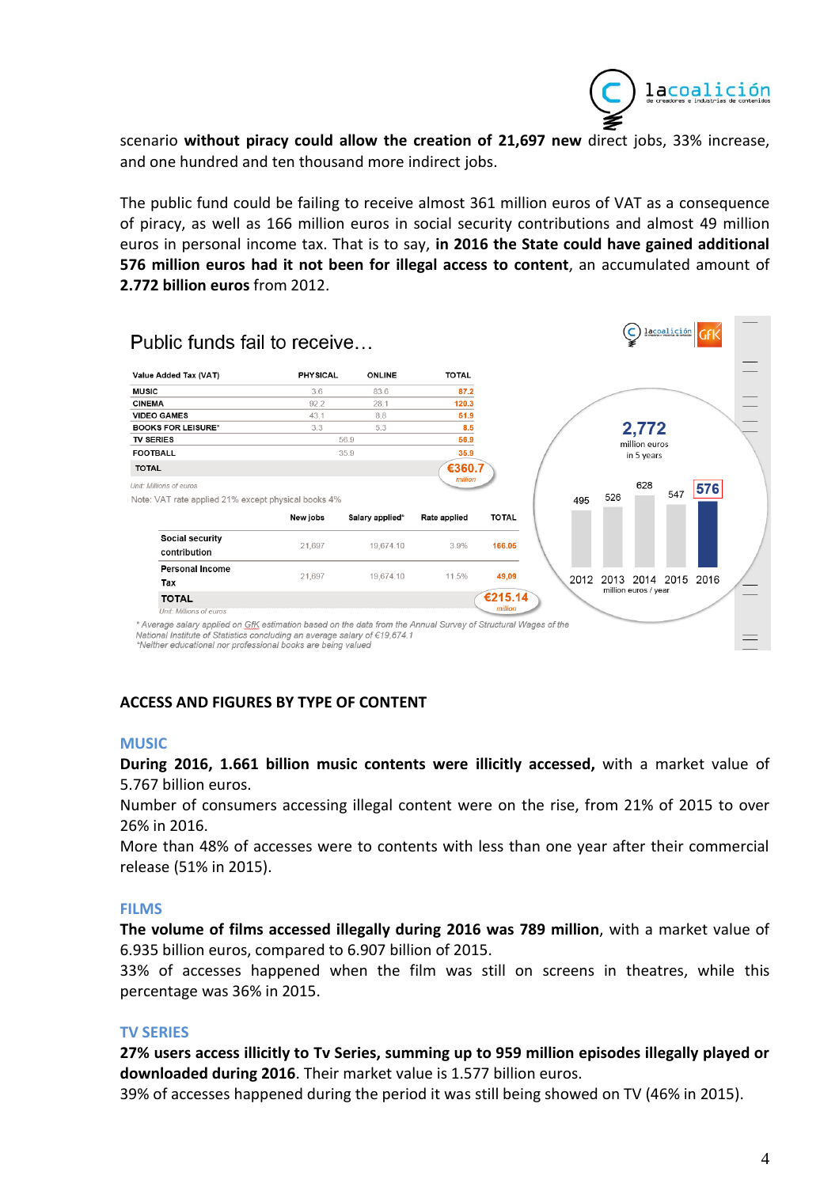scenario **without piracy could allow the creation of 21,697 new** direct jobs, 33% increase, and one hundred and ten thousand more indirect jobs.

The public fund could be failing to receive almost 361 million euros of VAT as a consequence of piracy, as well as 166 million euros in social security contributions and almost 49 million euros in personal income tax. That is to say, **in 2016 the State could have gained additional 576 million euros had it not been for illegal access to content**, an accumulated amount of **2.772 billion euros** from 2012.

Public funds fail to receive…

| Value Added Tax (VAT) | PHYSICAL | ONLINE | TOTAL |
|---|---|---|---|
| MUSIC | 3.6 | 83.6 | 87.2 |
| CINEMA | 92.2 | 28.1 | 120.3 |
| VIDEO GAMES | 43.1 | 8.8 | 51.9 |
| BOOKS FOR LEISURE* | 3.3 | 5.3 | 8.5 |
| TV SERIES | | 56.9 | 56.9 |
| FOOTBALL | | 35.9 | 35.9 |
| TOTAL | | | €360.7 million |

Unit: Millions of euros

Note: VAT rate applied 21% except physical books 4%

| | New jobs | Salary applied* | Rate applied | TOTAL |
|---|---|---|---|---|
| Social security contribution | 21,697 | 19,674.10 | 3.9% | 166.05 |
| Personal Income Tax | 21,697 | 19,674.10 | 11.5% | 49,09 |
| TOTAL | | | | €215.14 million |

Unit: Millions of euros

2,772 million euros in 5 years

| 2012 | 2013 | 2014 | 2015 | 2016 |
|---|---|---|---|---|
| 495 | 526 | 628 | 547 | 576 |

million euros / year

\* Average salary applied on GfK estimation based on the data from the Annual Survey of Structural Wages of the National Institute of Statistics concluding an average salary of €19,674.1

\*Neither educational nor professional books are being valued

## ACCESS AND FIGURES BY TYPE OF CONTENT

### MUSIC

**During 2016, 1.661 billion music contents were illicitly accessed,** with a market value of 5.767 billion euros.

Number of consumers accessing illegal content were on the rise, from 21% of 2015 to over 26% in 2016.

More than 48% of accesses were to contents with less than one year after their commercial release (51% in 2015).

### FILMS

**The volume of films accessed illegally during 2016 was 789 million**, with a market value of 6.935 billion euros, compared to 6.907 billion of 2015.

33% of accesses happened when the film was still on screens in theatres, while this percentage was 36% in 2015.

### TV SERIES

**27% users access illicitly to Tv Series, summing up to 959 million episodes illegally played or downloaded during 2016**. Their market value is 1.577 billion euros.

39% of accesses happened during the period it was still being showed on TV (46% in 2015).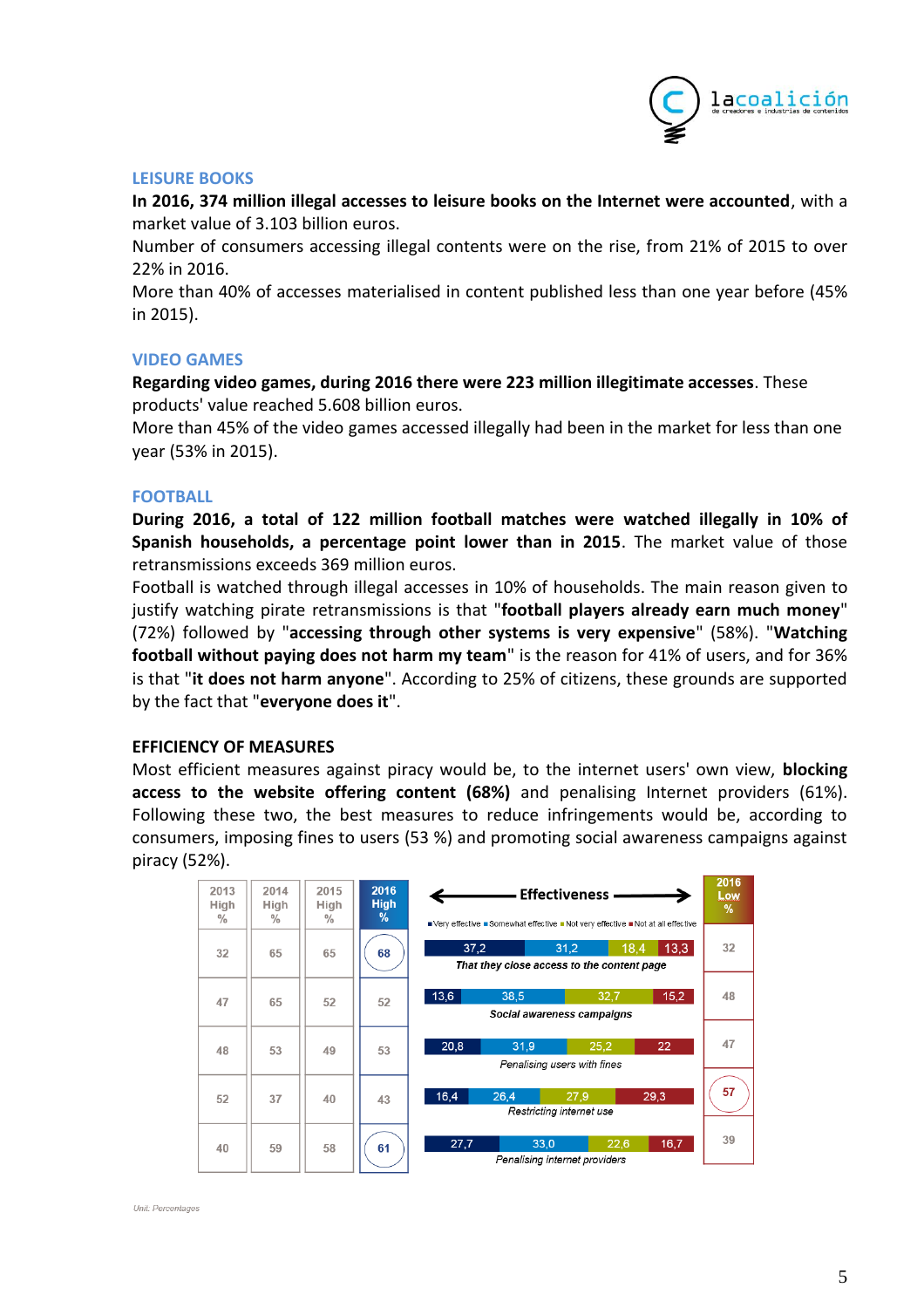### LEISURE BOOKS

**In 2016, 374 million illegal accesses to leisure books on the Internet were accounted**, with a market value of 3.103 billion euros.

Number of consumers accessing illegal contents were on the rise, from 21% of 2015 to over 22% in 2016.

More than 40% of accesses materialised in content published less than one year before (45% in 2015).

### VIDEO GAMES

**Regarding video games, during 2016 there were 223 million illegitimate accesses**. These products' value reached 5.608 billion euros.

More than 45% of the video games accessed illegally had been in the market for less than one year (53% in 2015).

### FOOTBALL

**During 2016, a total of 122 million football matches were watched illegally in 10% of Spanish households, a percentage point lower than in 2015**. The market value of those retransmissions exceeds 369 million euros.

Football is watched through illegal accesses in 10% of households. The main reason given to justify watching pirate retransmissions is that "**football players already earn much money**" (72%) followed by "**accessing through other systems is very expensive**" (58%). "**Watching football without paying does not harm my team**" is the reason for 41% of users, and for 36% is that "**it does not harm anyone**". According to 25% of citizens, these grounds are supported by the fact that "**everyone does it**".

### EFFICIENCY OF MEASURES

Most efficient measures against piracy would be, to the internet users' own view, **blocking access to the website offering content (68%)** and penalising Internet providers (61%). Following these two, the best measures to reduce infringements would be, according to consumers, imposing fines to users (53 %) and promoting social awareness campaigns against piracy (52%).

2013 High % | 2014 High % | 2015 High % | 2016 High %
Effectiveness
Very effective | Somewhat effective | Not very effective | Not at all effective
2016 Low %

32 | 65 | 65 | 68
37,2 | 31,2 | 18,4 | 13,3
That they close access to the content page
32

47 | 65 | 52 | 52
13,6 | 38,5 | 32,7 | 15,2
Social awareness campaigns
48

48 | 53 | 49 | 53
20,8 | 31,9 | 25,2 | 22
Penalising users with fines
47

52 | 37 | 40 | 43
16,4 | 26,4 | 27,9 | 29,3
Restricting internet use
57

40 | 59 | 58 | 61
27,7 | 33,0 | 22,6 | 16,7
Penalising internet providers
39

Unit: Percentages